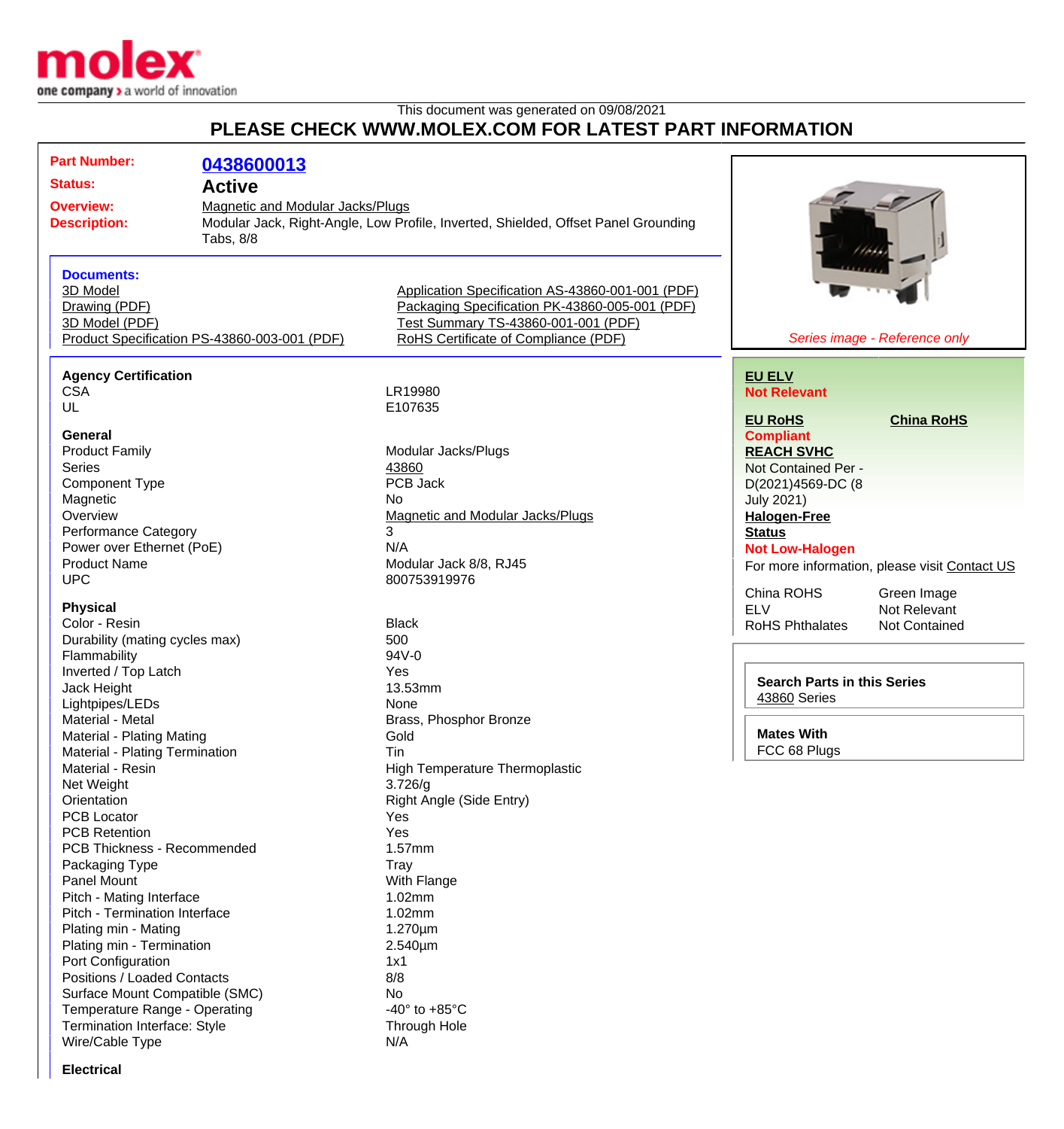molex
one company > a world of innovation

This document was generated on 09/08/2021

# PLEASE CHECK WWW.MOLEX.COM FOR LATEST PART INFORMATION

**Part Number:** 0438600013
**Status:** Active
**Overview:** Magnetic and Modular Jacks/Plugs
**Description:** Modular Jack, Right-Angle, Low Profile, Inverted, Shielded, Offset Panel Grounding Tabs, 8/8

**Documents:**
- 3D Model
- Drawing (PDF)
- 3D Model (PDF)
- Product Specification PS-43860-003-001 (PDF)
- Application Specification AS-43860-001-001 (PDF)
- Packaging Specification PK-43860-005-001 (PDF)
- Test Summary TS-43860-001-001 (PDF)
- RoHS Certificate of Compliance (PDF)

*Series image - Reference only*

**EU ELV**
**Not Relevant**

**EU RoHS** **China RoHS**
**Compliant**

**REACH SVHC**
Not Contained Per - D(2021)4569-DC (8 July 2021)

**Halogen-Free Status**
**Not Low-Halogen**

For more information, please visit Contact US

| | |
|---|---|
| China ROHS | Green Image |
| ELV | Not Relevant |
| RoHS Phthalates | Not Contained |

**Search Parts in this Series**
43860 Series

**Mates With**
FCC 68 Plugs

### Agency Certification

| | |
|---|---|
| CSA | LR19980 |
| UL | E107635 |

### General

| | |
|---|---|
| Product Family | Modular Jacks/Plugs |
| Series | 43860 |
| Component Type | PCB Jack |
| Magnetic | No |
| Overview | Magnetic and Modular Jacks/Plugs |
| Performance Category | 3 |
| Power over Ethernet (PoE) | N/A |
| Product Name | Modular Jack 8/8, RJ45 |
| UPC | 800753919976 |

### Physical

| | |
|---|---|
| Color - Resin | Black |
| Durability (mating cycles max) | 500 |
| Flammability | 94V-0 |
| Inverted / Top Latch | Yes |
| Jack Height | 13.53mm |
| Lightpipes/LEDs | None |
| Material - Metal | Brass, Phosphor Bronze |
| Material - Plating Mating | Gold |
| Material - Plating Termination | Tin |
| Material - Resin | High Temperature Thermoplastic |
| Net Weight | 3.726/g |
| Orientation | Right Angle (Side Entry) |
| PCB Locator | Yes |
| PCB Retention | Yes |
| PCB Thickness - Recommended | 1.57mm |
| Packaging Type | Tray |
| Panel Mount | With Flange |
| Pitch - Mating Interface | 1.02mm |
| Pitch - Termination Interface | 1.02mm |
| Plating min - Mating | 1.270µm |
| Plating min - Termination | 2.540µm |
| Port Configuration | 1x1 |
| Positions / Loaded Contacts | 8/8 |
| Surface Mount Compatible (SMC) | No |
| Temperature Range - Operating | -40° to +85°C |
| Termination Interface: Style | Through Hole |
| Wire/Cable Type | N/A |

### Electrical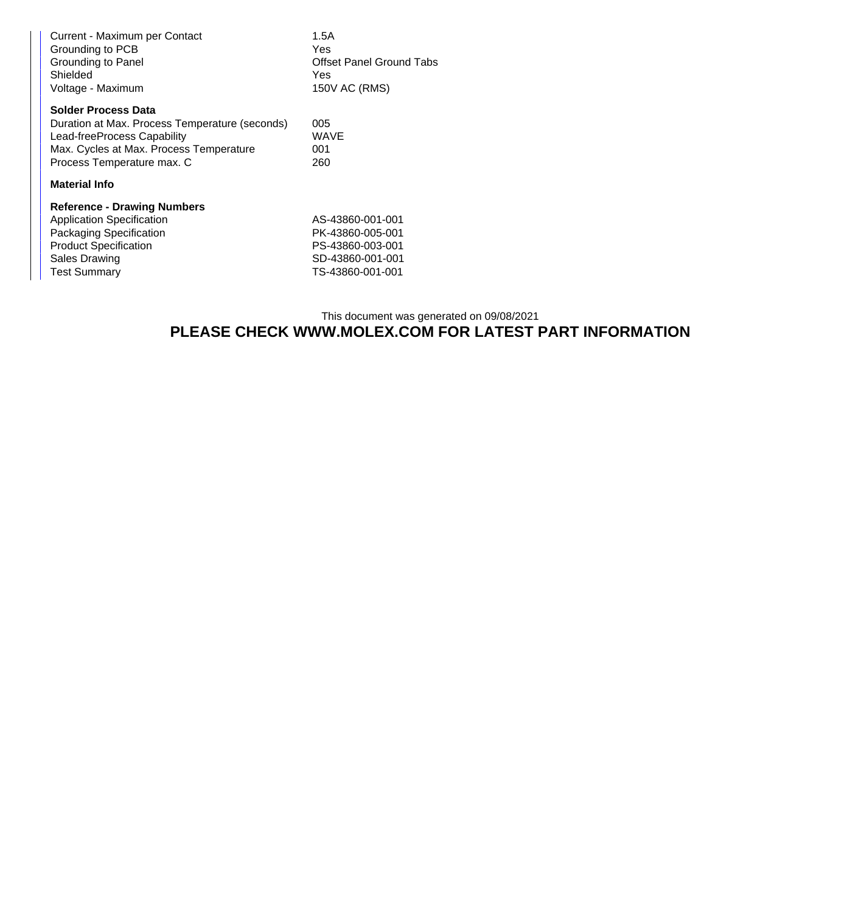| | |
|---|---|
| Current - Maximum per Contact | 1.5A |
| Grounding to PCB | Yes |
| Grounding to Panel | Offset Panel Ground Tabs |
| Shielded | Yes |
| Voltage - Maximum | 150V AC (RMS) |

**Solder Process Data**

| | |
|---|---|
| Duration at Max. Process Temperature (seconds) | 005 |
| Lead-freeProcess Capability | WAVE |
| Max. Cycles at Max. Process Temperature | 001 |
| Process Temperature max. C | 260 |

**Material Info**

**Reference - Drawing Numbers**

| | |
|---|---|
| Application Specification | AS-43860-001-001 |
| Packaging Specification | PK-43860-005-001 |
| Product Specification | PS-43860-003-001 |
| Sales Drawing | SD-43860-001-001 |
| Test Summary | TS-43860-001-001 |

This document was generated on 09/08/2021

**PLEASE CHECK WWW.MOLEX.COM FOR LATEST PART INFORMATION**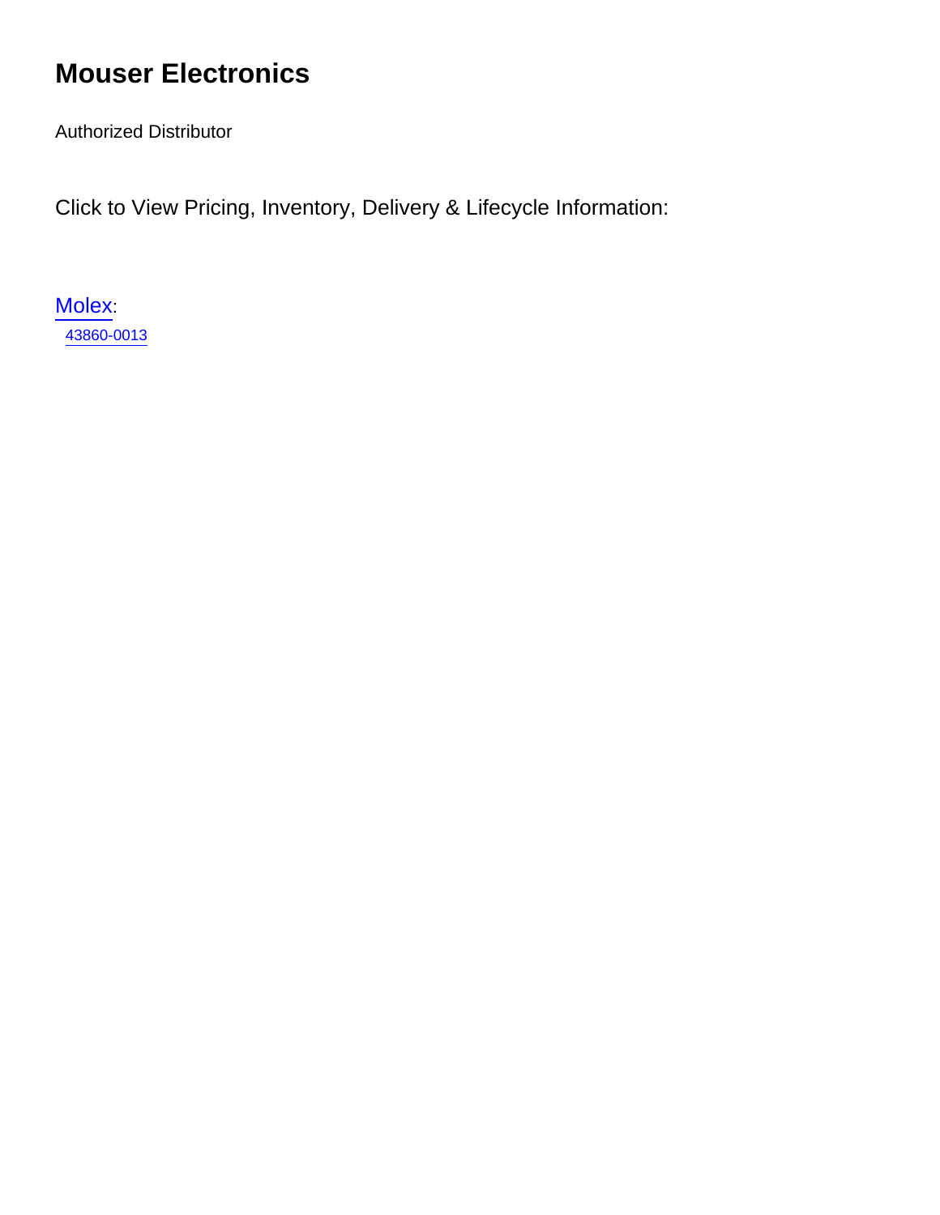# Mouser Electronics

Authorized Distributor

Click to View Pricing, Inventory, Delivery & Lifecycle Information:

Molex:

43860-0013